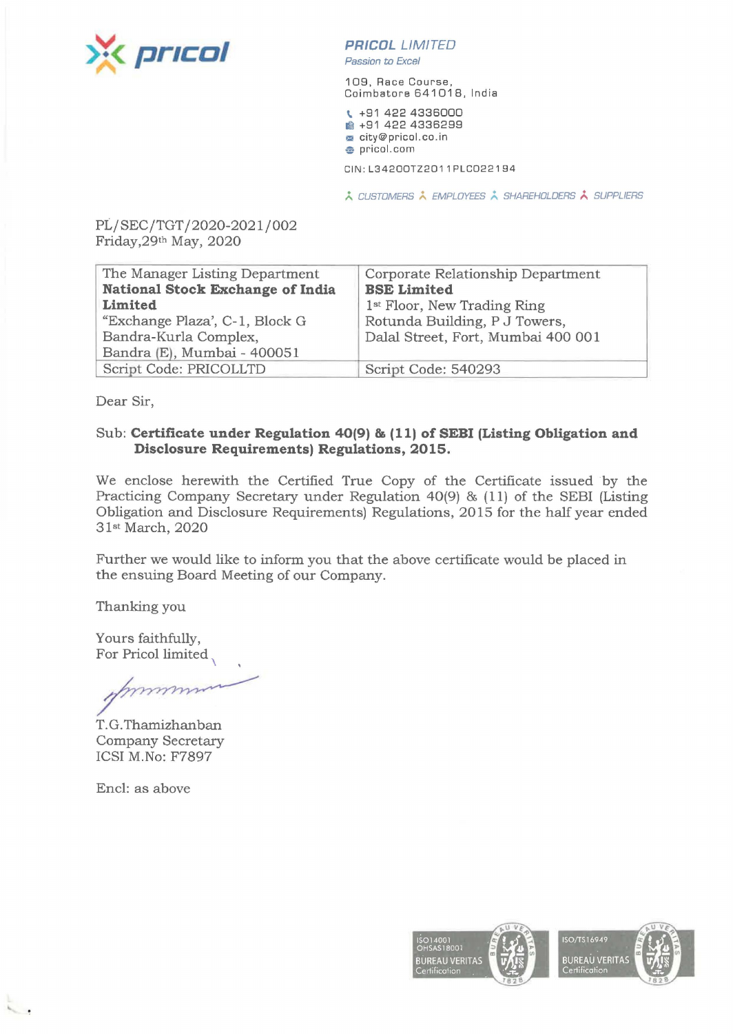**PRICOL LIMITED**
*Passion to Excel*

109, Race Course,
Coimbatore 641018, India

+91 422 4336000
+91 422 4336299
city@pricol.co.in
pricol.com

CIN: L34200TZ2011PLC022194

CUSTOMERS EMPLOYEES SHAREHOLDERS SUPPLIERS

PL/SEC/TGT/2020-2021/002
Friday,29th May, 2020

| The Manager Listing Department<br>**National Stock Exchange of India Limited**<br>"Exchange Plaza', C-1, Block G<br>Bandra-Kurla Complex,<br>Bandra (E), Mumbai - 400051 | Corporate Relationship Department<br>**BSE Limited**<br>1st Floor, New Trading Ring<br>Rotunda Building, P J Towers,<br>Dalal Street, Fort, Mumbai 400 001 |
|---|---|
| Script Code: PRICOLLTD | Script Code: 540293 |

Dear Sir,

Sub: **Certificate under Regulation 40(9) & (11) of SEBI (Listing Obligation and Disclosure Requirements) Regulations, 2015.**

We enclose herewith the Certified True Copy of the Certificate issued by the Practicing Company Secretary under Regulation 40(9) & (11) of the SEBI (Listing Obligation and Disclosure Requirements) Regulations, 2015 for the half year ended 31st March, 2020

Further we would like to inform you that the above certificate would be placed in the ensuing Board Meeting of our Company.

Thanking you

Yours faithfully,
For Pricol limited

T.G.Thamizhanban
Company Secretary
ICSI M.No: F7897

Encl: as above

ISO14001
OHSAS18001
BUREAU VERITAS
Certification

ISO/TS16949
BUREAU VERITAS
Certification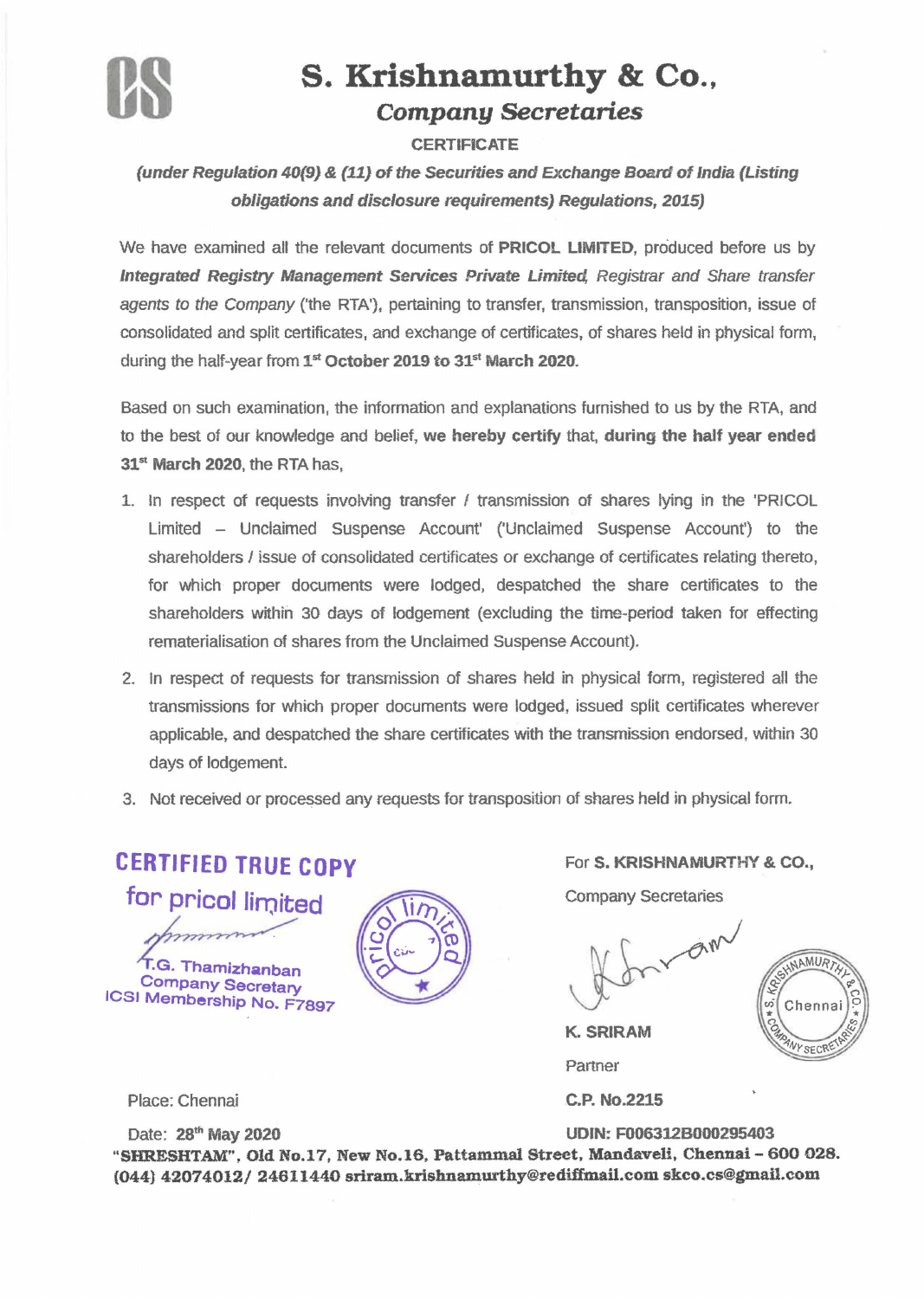# S. Krishnamurthy & Co.,

## *Company Secretaries*

**CERTIFICATE**

***(under Regulation 40(9) & (11) of the Securities and Exchange Board of India (Listing obligations and disclosure requirements) Regulations, 2015)***

We have examined all the relevant documents of **PRICOL LIMITED**, produced before us by ***Integrated Registry Management Services Private Limited**, Registrar and Share transfer agents to the Company* ('the RTA'), pertaining to transfer, transmission, transposition, issue of consolidated and split certificates, and exchange of certificates, of shares held in physical form, during the half-year from **1st October 2019 to 31st March 2020.**

Based on such examination, the information and explanations furnished to us by the RTA, and to the best of our knowledge and belief, **we hereby certify** that, **during the half year ended 31st March 2020**, the RTA has,

1. In respect of requests involving transfer / transmission of shares lying in the 'PRICOL Limited – Unclaimed Suspense Account' ('Unclaimed Suspense Account') to the shareholders / issue of consolidated certificates or exchange of certificates relating thereto, for which proper documents were lodged, despatched the share certificates to the shareholders within 30 days of lodgement (excluding the time-period taken for effecting rematerialisation of shares from the Unclaimed Suspense Account).
2. In respect of requests for transmission of shares held in physical form, registered all the transmissions for which proper documents were lodged, issued split certificates wherever applicable, and despatched the share certificates with the transmission endorsed, within 30 days of lodgement.
3. Not received or processed any requests for transposition of shares held in physical form.

**CERTIFIED TRUE COPY**

for pricol limited

T.G. Thamizhanban
Company Secretary
ICSI Membership No. F7897

For **S. KRISHNAMURTHY & CO.,**

Company Secretaries

**K. SRIRAM**

Partner

**C.P. No.2215**

**UDIN: F006312B000295403**

Place: Chennai

Date: **28th May 2020**

**"SHRESHTAM", Old No.17, New No.16, Pattammal Street, Mandaveli, Chennai – 600 028.**
**(044) 42074012/ 24611440 sriram.krishnamurthy@rediffmail.com skco.cs@gmail.com**